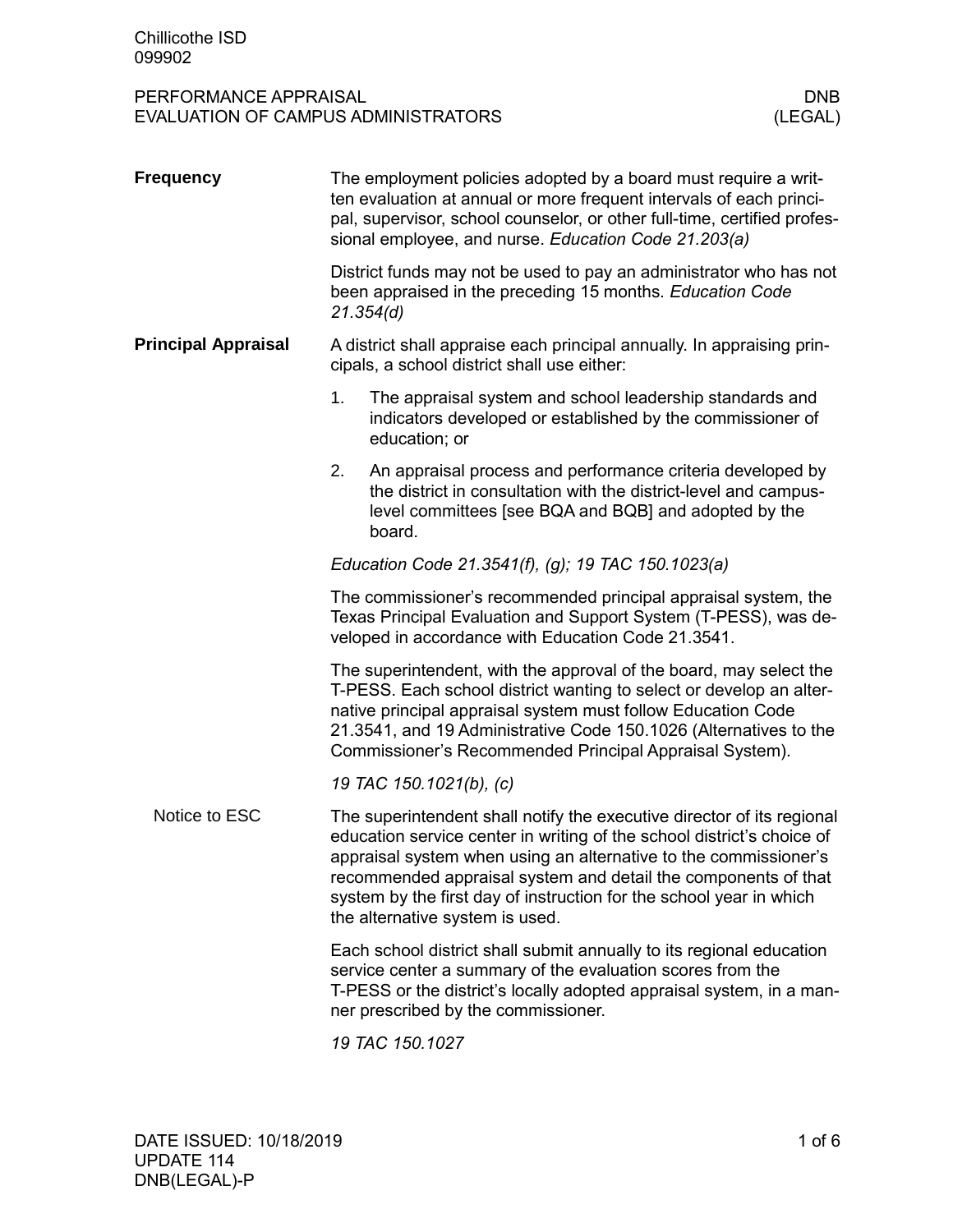Chillicothe ISD
099902

# PERFORMANCE APPRAISAL
# EVALUATION OF CAMPUS ADMINISTRATORS

DNB (LEGAL)

## Frequency

The employment policies adopted by a board must require a written evaluation at annual or more frequent intervals of each principal, supervisor, school counselor, or other full-time, certified professional employee, and nurse. *Education Code 21.203(a)*

District funds may not be used to pay an administrator who has not been appraised in the preceding 15 months. *Education Code 21.354(d)*

## Principal Appraisal

A district shall appraise each principal annually. In appraising principals, a school district shall use either:

1. The appraisal system and school leadership standards and indicators developed or established by the commissioner of education; or
2. An appraisal process and performance criteria developed by the district in consultation with the district-level and campus-level committees [see BQA and BQB] and adopted by the board.

*Education Code 21.3541(f), (g); 19 TAC 150.1023(a)*

The commissioner's recommended principal appraisal system, the Texas Principal Evaluation and Support System (T-PESS), was developed in accordance with Education Code 21.3541.

The superintendent, with the approval of the board, may select the T-PESS. Each school district wanting to select or develop an alternative principal appraisal system must follow Education Code 21.3541, and 19 Administrative Code 150.1026 (Alternatives to the Commissioner's Recommended Principal Appraisal System).

*19 TAC 150.1021(b), (c)*

### Notice to ESC

The superintendent shall notify the executive director of its regional education service center in writing of the school district's choice of appraisal system when using an alternative to the commissioner's recommended appraisal system and detail the components of that system by the first day of instruction for the school year in which the alternative system is used.

Each school district shall submit annually to its regional education service center a summary of the evaluation scores from the T-PESS or the district's locally adopted appraisal system, in a manner prescribed by the commissioner.

*19 TAC 150.1027*

DATE ISSUED: 10/18/2019
UPDATE 114
DNB(LEGAL)-P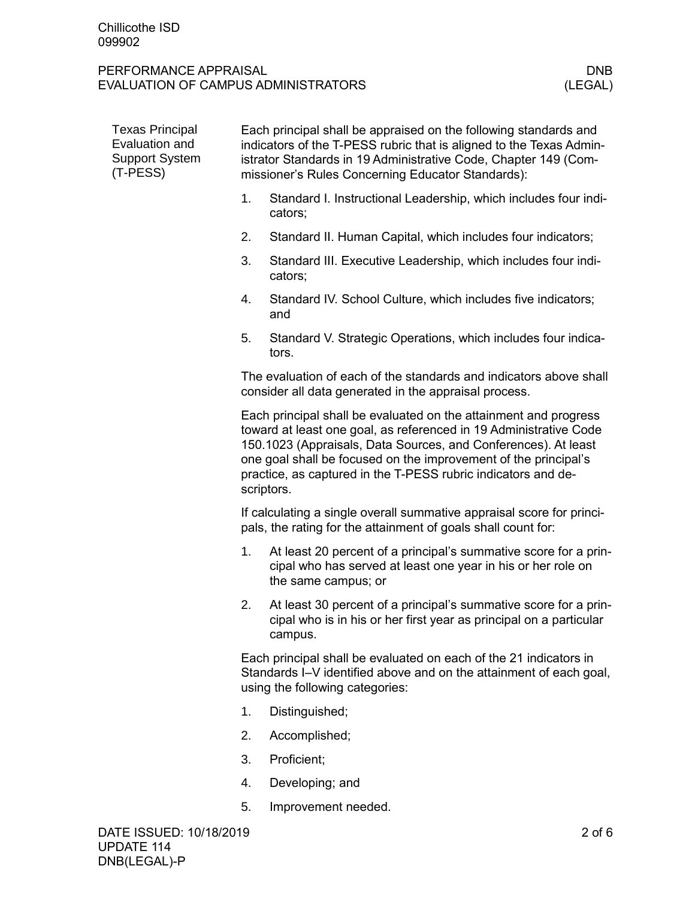## Texas Principal Evaluation and Support System (T-PESS)

Each principal shall be appraised on the following standards and indicators of the T-PESS rubric that is aligned to the Texas Administrator Standards in 19 Administrative Code, Chapter 149 (Commissioner's Rules Concerning Educator Standards):

1. Standard I. Instructional Leadership, which includes four indicators;
2. Standard II. Human Capital, which includes four indicators;
3. Standard III. Executive Leadership, which includes four indicators;
4. Standard IV. School Culture, which includes five indicators; and
5. Standard V. Strategic Operations, which includes four indicators.

The evaluation of each of the standards and indicators above shall consider all data generated in the appraisal process.

Each principal shall be evaluated on the attainment and progress toward at least one goal, as referenced in 19 Administrative Code 150.1023 (Appraisals, Data Sources, and Conferences). At least one goal shall be focused on the improvement of the principal's practice, as captured in the T-PESS rubric indicators and descriptors.

If calculating a single overall summative appraisal score for principals, the rating for the attainment of goals shall count for:

1. At least 20 percent of a principal's summative score for a principal who has served at least one year in his or her role on the same campus; or
2. At least 30 percent of a principal's summative score for a principal who is in his or her first year as principal on a particular campus.

Each principal shall be evaluated on each of the 21 indicators in Standards I–V identified above and on the attainment of each goal, using the following categories:

1. Distinguished;
2. Accomplished;
3. Proficient;
4. Developing; and
5. Improvement needed.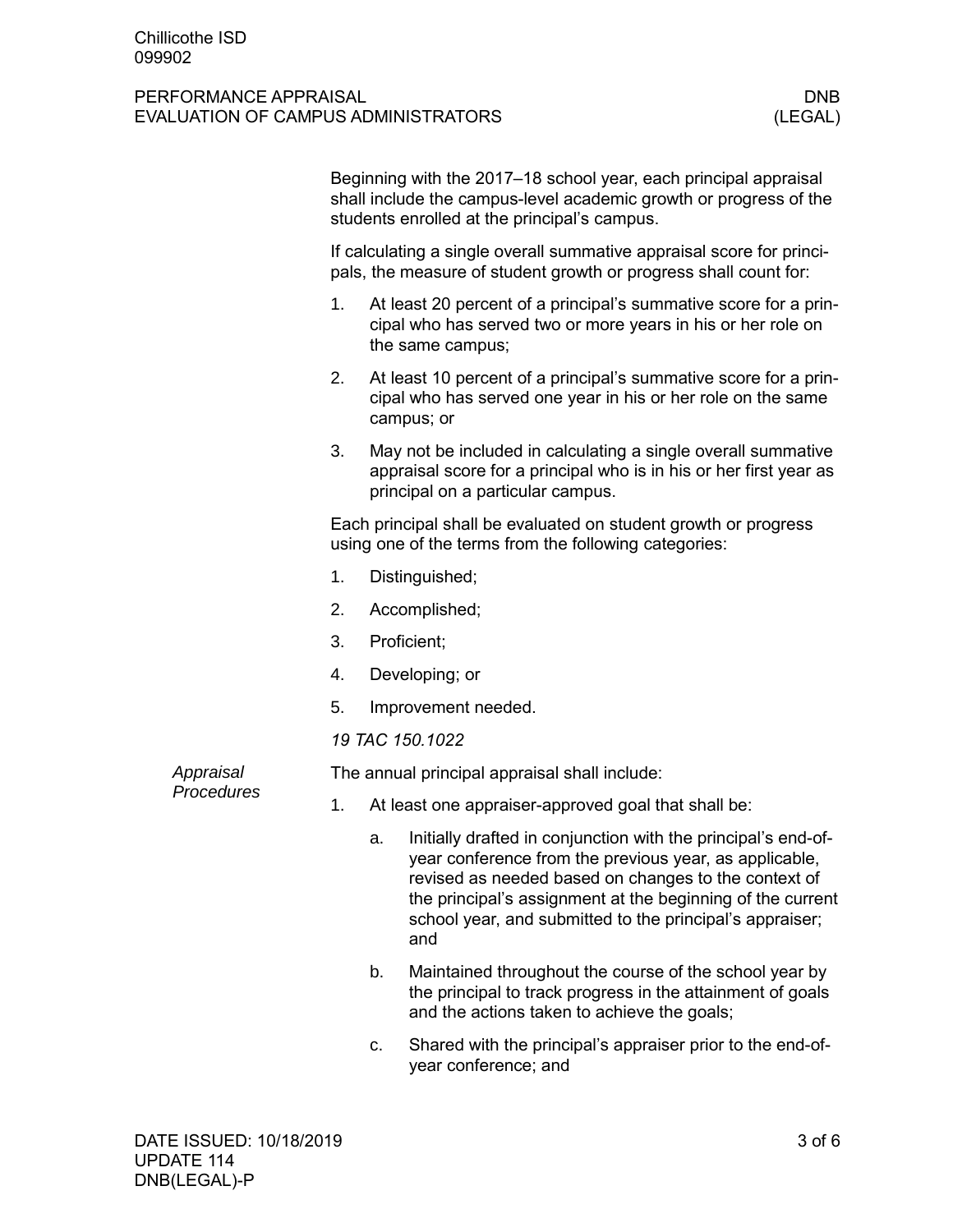Beginning with the 2017–18 school year, each principal appraisal shall include the campus-level academic growth or progress of the students enrolled at the principal's campus.

If calculating a single overall summative appraisal score for principals, the measure of student growth or progress shall count for:

1. At least 20 percent of a principal's summative score for a principal who has served two or more years in his or her role on the same campus;
2. At least 10 percent of a principal's summative score for a principal who has served one year in his or her role on the same campus; or
3. May not be included in calculating a single overall summative appraisal score for a principal who is in his or her first year as principal on a particular campus.

Each principal shall be evaluated on student growth or progress using one of the terms from the following categories:

1. Distinguished;
2. Accomplished;
3. Proficient;
4. Developing; or
5. Improvement needed.

*19 TAC 150.1022*

*Appraisal Procedures*

The annual principal appraisal shall include:

1. At least one appraiser-approved goal that shall be:
   a. Initially drafted in conjunction with the principal's end-of-year conference from the previous year, as applicable, revised as needed based on changes to the context of the principal's assignment at the beginning of the current school year, and submitted to the principal's appraiser; and
   b. Maintained throughout the course of the school year by the principal to track progress in the attainment of goals and the actions taken to achieve the goals;
   c. Shared with the principal's appraiser prior to the end-of-year conference; and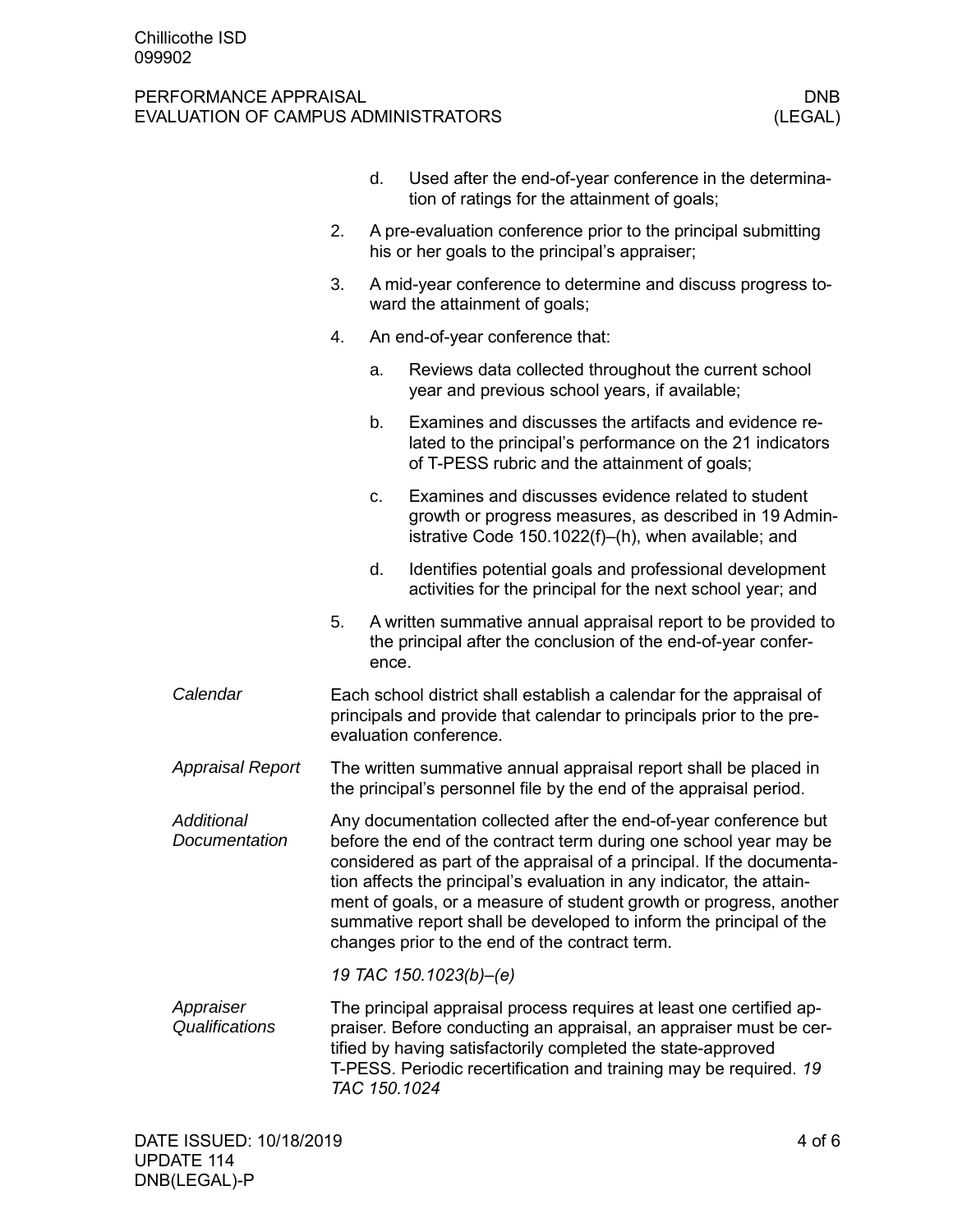d. Used after the end-of-year conference in the determination of ratings for the attainment of goals;

2. A pre-evaluation conference prior to the principal submitting his or her goals to the principal's appraiser;
3. A mid-year conference to determine and discuss progress toward the attainment of goals;
4. An end-of-year conference that:
   a. Reviews data collected throughout the current school year and previous school years, if available;
   b. Examines and discusses the artifacts and evidence related to the principal's performance on the 21 indicators of T-PESS rubric and the attainment of goals;
   c. Examines and discusses evidence related to student growth or progress measures, as described in 19 Administrative Code 150.1022(f)–(h), when available; and
   d. Identifies potential goals and professional development activities for the principal for the next school year; and
5. A written summative annual appraisal report to be provided to the principal after the conclusion of the end-of-year conference.

*Calendar*

Each school district shall establish a calendar for the appraisal of principals and provide that calendar to principals prior to the pre-evaluation conference.

*Appraisal Report*

The written summative annual appraisal report shall be placed in the principal's personnel file by the end of the appraisal period.

*Additional Documentation*

Any documentation collected after the end-of-year conference but before the end of the contract term during one school year may be considered as part of the appraisal of a principal. If the documentation affects the principal's evaluation in any indicator, the attainment of goals, or a measure of student growth or progress, another summative report shall be developed to inform the principal of the changes prior to the end of the contract term.

*19 TAC 150.1023(b)–(e)*

*Appraiser Qualifications*

The principal appraisal process requires at least one certified appraiser. Before conducting an appraisal, an appraiser must be certified by having satisfactorily completed the state-approved T-PESS. Periodic recertification and training may be required. *19 TAC 150.1024*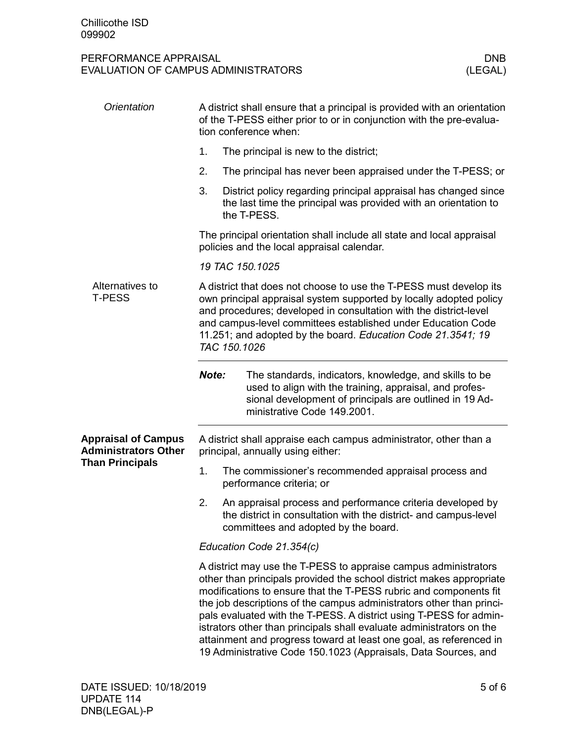#### *Orientation*

A district shall ensure that a principal is provided with an orientation of the T-PESS either prior to or in conjunction with the pre-evaluation conference when:

1. The principal is new to the district;
2. The principal has never been appraised under the T-PESS; or
3. District policy regarding principal appraisal has changed since the last time the principal was provided with an orientation to the T-PESS.

The principal orientation shall include all state and local appraisal policies and the local appraisal calendar.

*19 TAC 150.1025*

#### Alternatives to T-PESS

A district that does not choose to use the T-PESS must develop its own principal appraisal system supported by locally adopted policy and procedures; developed in consultation with the district-level and campus-level committees established under Education Code 11.251; and adopted by the board. *Education Code 21.3541; 19 TAC 150.1026*

---

***Note:*** The standards, indicators, knowledge, and skills to be used to align with the training, appraisal, and professional development of principals are outlined in 19 Administrative Code 149.2001.

---

### Appraisal of Campus Administrators Other Than Principals

A district shall appraise each campus administrator, other than a principal, annually using either:

1. The commissioner's recommended appraisal process and performance criteria; or
2. An appraisal process and performance criteria developed by the district in consultation with the district- and campus-level committees and adopted by the board.

*Education Code 21.354(c)*

A district may use the T-PESS to appraise campus administrators other than principals provided the school district makes appropriate modifications to ensure that the T-PESS rubric and components fit the job descriptions of the campus administrators other than principals evaluated with the T-PESS. A district using T-PESS for administrators other than principals shall evaluate administrators on the attainment and progress toward at least one goal, as referenced in 19 Administrative Code 150.1023 (Appraisals, Data Sources, and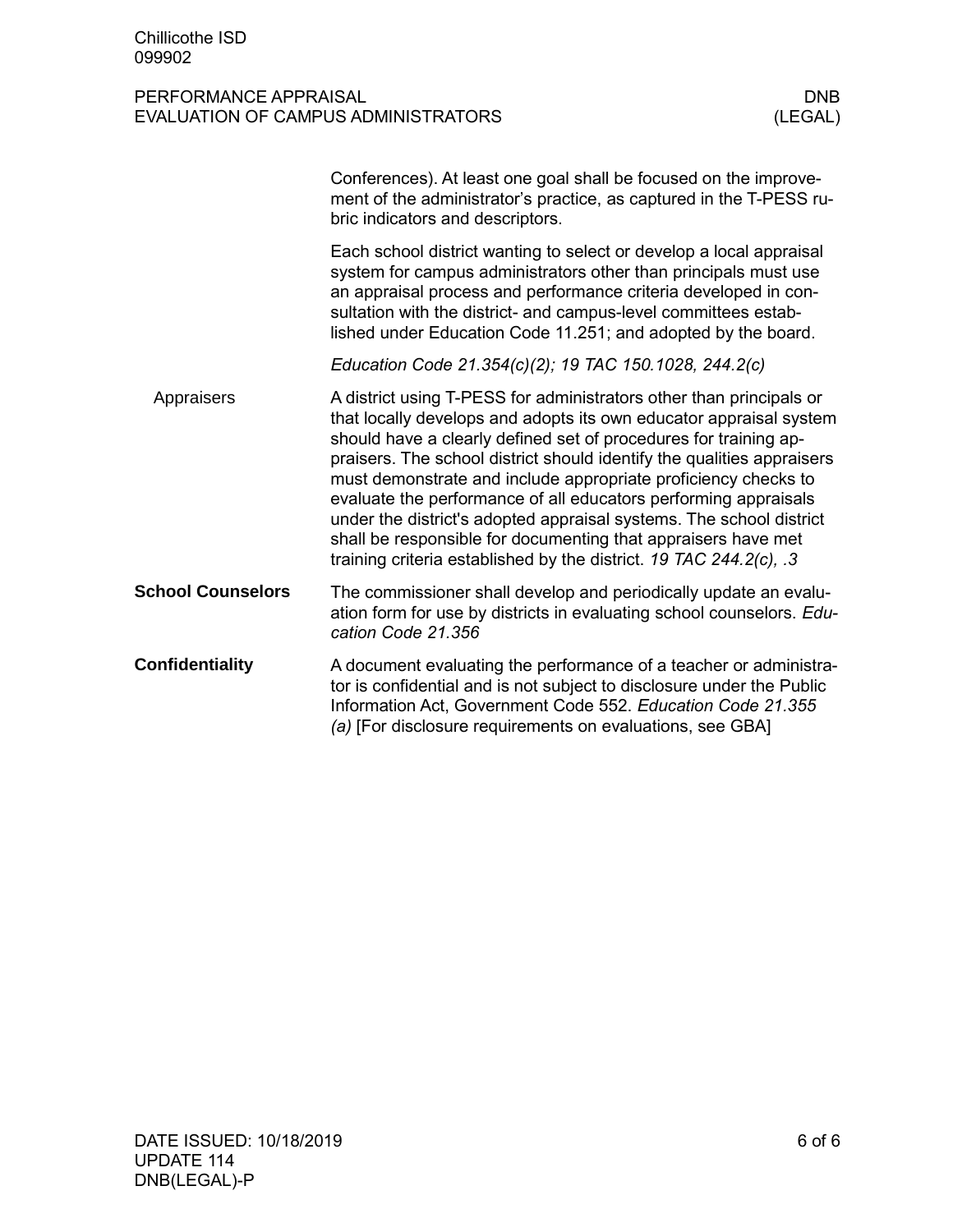Conferences). At least one goal shall be focused on the improvement of the administrator's practice, as captured in the T-PESS rubric indicators and descriptors.

Each school district wanting to select or develop a local appraisal system for campus administrators other than principals must use an appraisal process and performance criteria developed in consultation with the district- and campus-level committees established under Education Code 11.251; and adopted by the board.

*Education Code 21.354(c)(2); 19 TAC 150.1028, 244.2(c)*

### Appraisers

A district using T-PESS for administrators other than principals or that locally develops and adopts its own educator appraisal system should have a clearly defined set of procedures for training appraisers. The school district should identify the qualities appraisers must demonstrate and include appropriate proficiency checks to evaluate the performance of all educators performing appraisals under the district's adopted appraisal systems. The school district shall be responsible for documenting that appraisers have met training criteria established by the district. *19 TAC 244.2(c), .3*

## School Counselors

The commissioner shall develop and periodically update an evaluation form for use by districts in evaluating school counselors. *Education Code 21.356*

## Confidentiality

A document evaluating the performance of a teacher or administrator is confidential and is not subject to disclosure under the Public Information Act, Government Code 552. *Education Code 21.355 (a)* [For disclosure requirements on evaluations, see GBA]